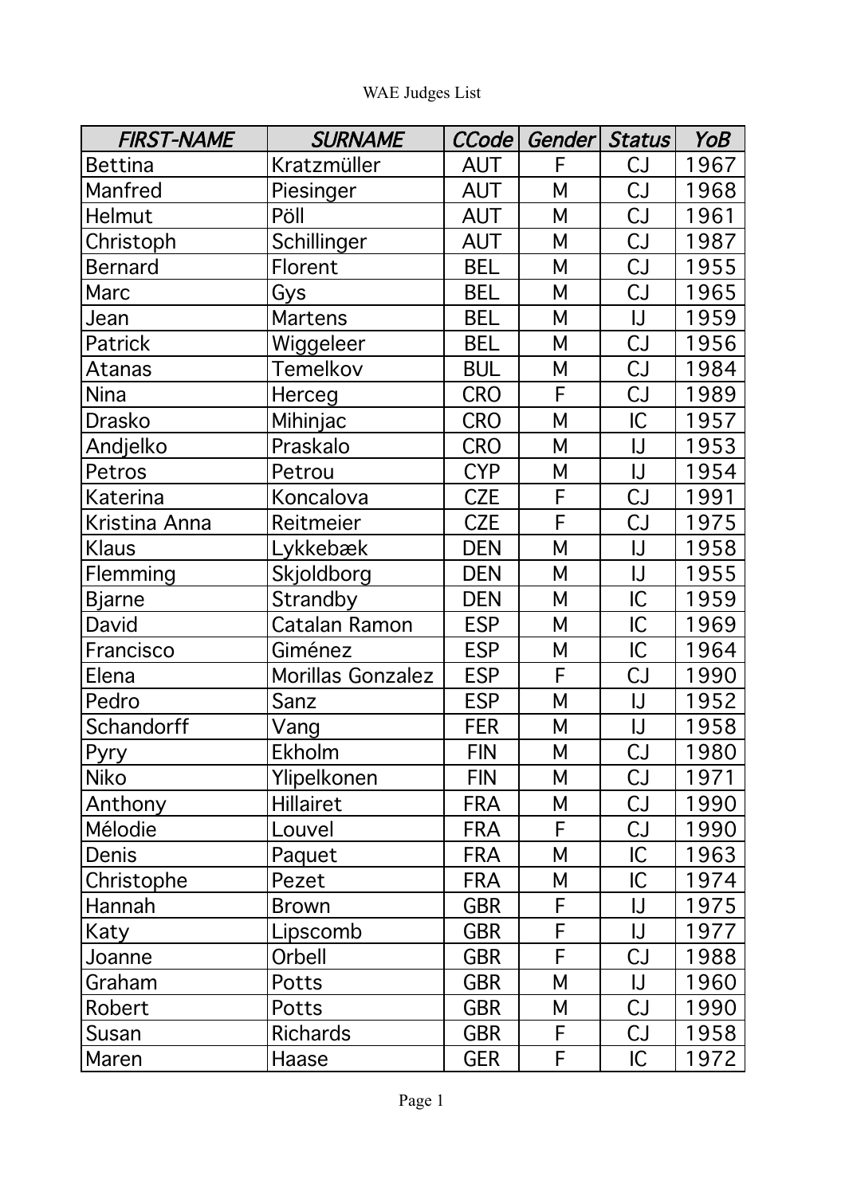WAE Judges List

| *FIRST-NAME* | *SURNAME* | *CCode* | *Gender* | *Status* | *YoB* |
|---|---|---|---|---|---|
| Bettina | Kratzmüller | AUT | F | CJ | 1967 |
| Manfred | Piesinger | AUT | M | CJ | 1968 |
| Helmut | Pöll | AUT | M | CJ | 1961 |
| Christoph | Schillinger | AUT | M | CJ | 1987 |
| Bernard | Florent | BEL | M | CJ | 1955 |
| Marc | Gys | BEL | M | CJ | 1965 |
| Jean | Martens | BEL | M | IJ | 1959 |
| Patrick | Wiggeleer | BEL | M | CJ | 1956 |
| Atanas | Temelkov | BUL | M | CJ | 1984 |
| Nina | Herceg | CRO | F | CJ | 1989 |
| Drasko | Mihinjac | CRO | M | IC | 1957 |
| Andjelko | Praskalo | CRO | M | IJ | 1953 |
| Petros | Petrou | CYP | M | IJ | 1954 |
| Katerina | Koncalova | CZE | F | CJ | 1991 |
| Kristina Anna | Reitmeier | CZE | F | CJ | 1975 |
| Klaus | Lykkebæk | DEN | M | IJ | 1958 |
| Flemming | Skjoldborg | DEN | M | IJ | 1955 |
| Bjarne | Strandby | DEN | M | IC | 1959 |
| David | Catalan Ramon | ESP | M | IC | 1969 |
| Francisco | Giménez | ESP | M | IC | 1964 |
| Elena | Morillas Gonzalez | ESP | F | CJ | 1990 |
| Pedro | Sanz | ESP | M | IJ | 1952 |
| Schandorff | Vang | FER | M | IJ | 1958 |
| Pyry | Ekholm | FIN | M | CJ | 1980 |
| Niko | Ylipelkonen | FIN | M | CJ | 1971 |
| Anthony | Hillairet | FRA | M | CJ | 1990 |
| Mélodie | Louvel | FRA | F | CJ | 1990 |
| Denis | Paquet | FRA | M | IC | 1963 |
| Christophe | Pezet | FRA | M | IC | 1974 |
| Hannah | Brown | GBR | F | IJ | 1975 |
| Katy | Lipscomb | GBR | F | IJ | 1977 |
| Joanne | Orbell | GBR | F | CJ | 1988 |
| Graham | Potts | GBR | M | IJ | 1960 |
| Robert | Potts | GBR | M | CJ | 1990 |
| Susan | Richards | GBR | F | CJ | 1958 |
| Maren | Haase | GER | F | IC | 1972 |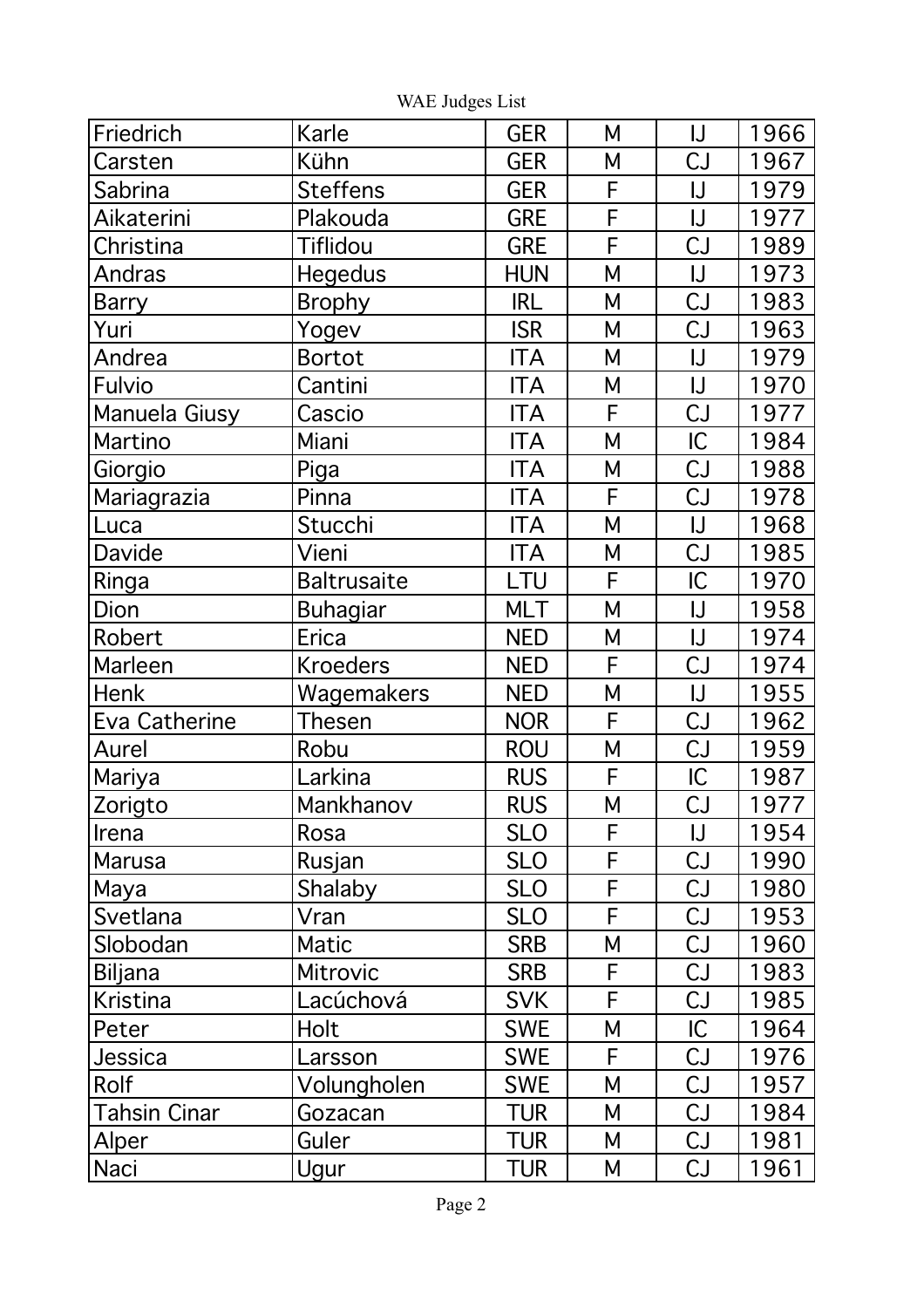| Friedrich | Karle | GER | M | IJ | 1966 |
|---|---|---|---|---|---|
| Carsten | Kühn | GER | M | CJ | 1967 |
| Sabrina | Steffens | GER | F | IJ | 1979 |
| Aikaterini | Plakouda | GRE | F | IJ | 1977 |
| Christina | Tiflidou | GRE | F | CJ | 1989 |
| Andras | Hegedus | HUN | M | IJ | 1973 |
| Barry | Brophy | IRL | M | CJ | 1983 |
| Yuri | Yogev | ISR | M | CJ | 1963 |
| Andrea | Bortot | ITA | M | IJ | 1979 |
| Fulvio | Cantini | ITA | M | IJ | 1970 |
| Manuela Giusy | Cascio | ITA | F | CJ | 1977 |
| Martino | Miani | ITA | M | IC | 1984 |
| Giorgio | Piga | ITA | M | CJ | 1988 |
| Mariagrazia | Pinna | ITA | F | CJ | 1978 |
| Luca | Stucchi | ITA | M | IJ | 1968 |
| Davide | Vieni | ITA | M | CJ | 1985 |
| Ringa | Baltrusaite | LTU | F | IC | 1970 |
| Dion | Buhagiar | MLT | M | IJ | 1958 |
| Robert | Erica | NED | M | IJ | 1974 |
| Marleen | Kroeders | NED | F | CJ | 1974 |
| Henk | Wagemakers | NED | M | IJ | 1955 |
| Eva Catherine | Thesen | NOR | F | CJ | 1962 |
| Aurel | Robu | ROU | M | CJ | 1959 |
| Mariya | Larkina | RUS | F | IC | 1987 |
| Zorigto | Mankhanov | RUS | M | CJ | 1977 |
| Irena | Rosa | SLO | F | IJ | 1954 |
| Marusa | Rusjan | SLO | F | CJ | 1990 |
| Maya | Shalaby | SLO | F | CJ | 1980 |
| Svetlana | Vran | SLO | F | CJ | 1953 |
| Slobodan | Matic | SRB | M | CJ | 1960 |
| Biljana | Mitrovic | SRB | F | CJ | 1983 |
| Kristina | Lacúchová | SVK | F | CJ | 1985 |
| Peter | Holt | SWE | M | IC | 1964 |
| Jessica | Larsson | SWE | F | CJ | 1976 |
| Rolf | Volungholen | SWE | M | CJ | 1957 |
| Tahsin Cinar | Gozacan | TUR | M | CJ | 1984 |
| Alper | Guler | TUR | M | CJ | 1981 |
| Naci | Ugur | TUR | M | CJ | 1961 |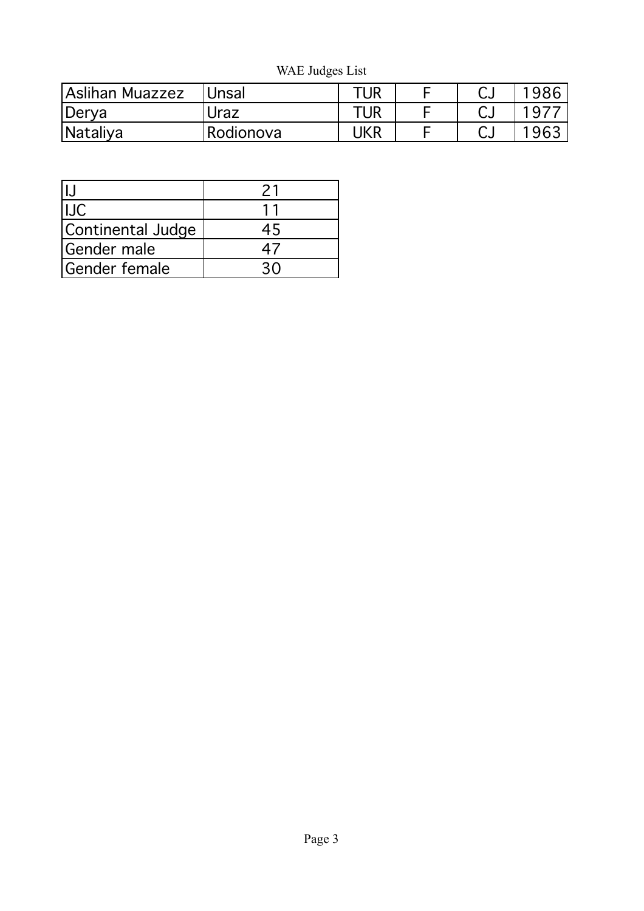WAE Judges List

| | | | | | |
|---|---|---|---|---|---|
| Aslihan Muazzez | Unsal | TUR | F | CJ | 1986 |
| Derya | Uraz | TUR | F | CJ | 1977 |
| Nataliya | Rodionova | UKR | F | CJ | 1963 |

| | |
|---|---|
| IJ | 21 |
| IJC | 11 |
| Continental Judge | 45 |
| Gender male | 47 |
| Gender female | 30 |